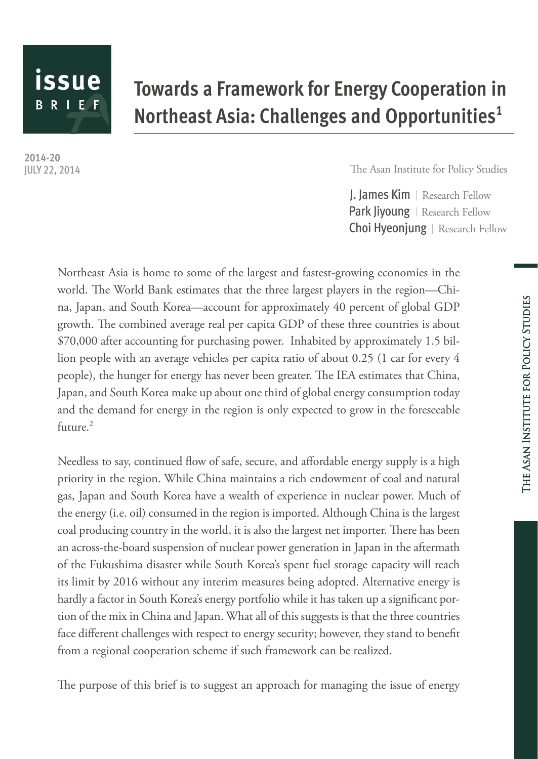issue BRIEF

# Towards a Framework for Energy Cooperation in Northeast Asia: Challenges and Opportunities[1]

2014-20
JULY 22, 2014

The Asan Institute for Policy Studies

**J. James Kim** | Research Fellow
**Park Jiyoung** | Research Fellow
**Choi Hyeonjung** | Research Fellow

Northeast Asia is home to some of the largest and fastest-growing economies in the world. The World Bank estimates that the three largest players in the region—China, Japan, and South Korea—account for approximately 40 percent of global GDP growth. The combined average real per capita GDP of these three countries is about \$70,000 after accounting for purchasing power. Inhabited by approximately 1.5 billion people with an average vehicles per capita ratio of about 0.25 (1 car for every 4 people), the hunger for energy has never been greater. The IEA estimates that China, Japan, and South Korea make up about one third of global energy consumption today and the demand for energy in the region is only expected to grow in the foreseeable future.[2]

Needless to say, continued flow of safe, secure, and affordable energy supply is a high priority in the region. While China maintains a rich endowment of coal and natural gas, Japan and South Korea have a wealth of experience in nuclear power. Much of the energy (i.e. oil) consumed in the region is imported. Although China is the largest coal producing country in the world, it is also the largest net importer. There has been an across-the-board suspension of nuclear power generation in Japan in the aftermath of the Fukushima disaster while South Korea's spent fuel storage capacity will reach its limit by 2016 without any interim measures being adopted. Alternative energy is hardly a factor in South Korea's energy portfolio while it has taken up a significant portion of the mix in China and Japan. What all of this suggests is that the three countries face different challenges with respect to energy security; however, they stand to benefit from a regional cooperation scheme if such framework can be realized.

The purpose of this brief is to suggest an approach for managing the issue of energy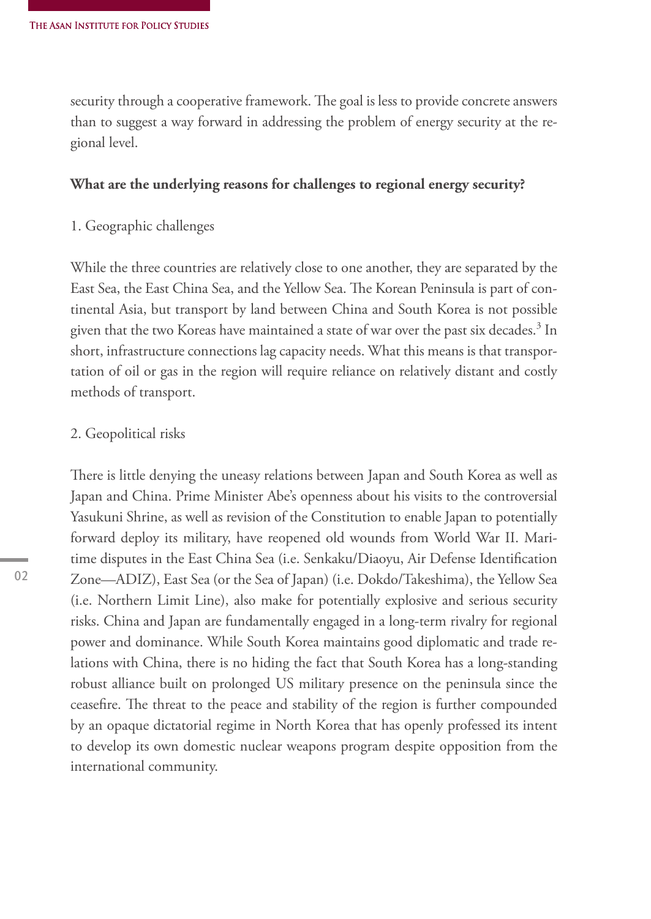security through a cooperative framework. The goal is less to provide concrete answers than to suggest a way forward in addressing the problem of energy security at the regional level.

**What are the underlying reasons for challenges to regional energy security?**

1. Geographic challenges

While the three countries are relatively close to one another, they are separated by the East Sea, the East China Sea, and the Yellow Sea. The Korean Peninsula is part of continental Asia, but transport by land between China and South Korea is not possible given that the two Koreas have maintained a state of war over the past six decades.[3] In short, infrastructure connections lag capacity needs. What this means is that transportation of oil or gas in the region will require reliance on relatively distant and costly methods of transport.

2. Geopolitical risks

There is little denying the uneasy relations between Japan and South Korea as well as Japan and China. Prime Minister Abe's openness about his visits to the controversial Yasukuni Shrine, as well as revision of the Constitution to enable Japan to potentially forward deploy its military, have reopened old wounds from World War II. Maritime disputes in the East China Sea (i.e. Senkaku/Diaoyu, Air Defense Identification Zone—ADIZ), East Sea (or the Sea of Japan) (i.e. Dokdo/Takeshima), the Yellow Sea (i.e. Northern Limit Line), also make for potentially explosive and serious security risks. China and Japan are fundamentally engaged in a long-term rivalry for regional power and dominance. While South Korea maintains good diplomatic and trade relations with China, there is no hiding the fact that South Korea has a long-standing robust alliance built on prolonged US military presence on the peninsula since the ceasefire. The threat to the peace and stability of the region is further compounded by an opaque dictatorial regime in North Korea that has openly professed its intent to develop its own domestic nuclear weapons program despite opposition from the international community.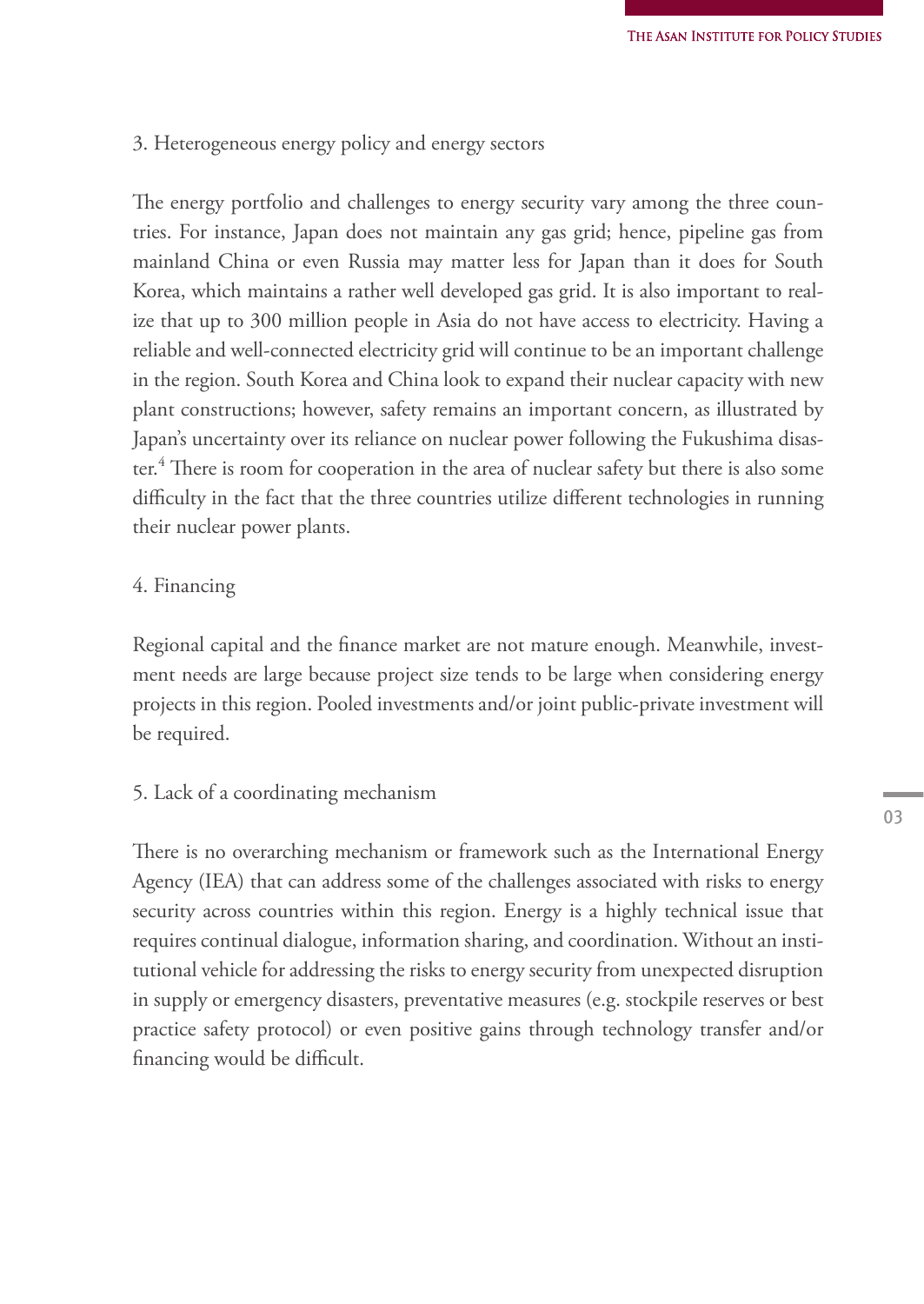3. Heterogeneous energy policy and energy sectors

The energy portfolio and challenges to energy security vary among the three countries. For instance, Japan does not maintain any gas grid; hence, pipeline gas from mainland China or even Russia may matter less for Japan than it does for South Korea, which maintains a rather well developed gas grid. It is also important to realize that up to 300 million people in Asia do not have access to electricity. Having a reliable and well-connected electricity grid will continue to be an important challenge in the region. South Korea and China look to expand their nuclear capacity with new plant constructions; however, safety remains an important concern, as illustrated by Japan's uncertainty over its reliance on nuclear power following the Fukushima disaster.[4] There is room for cooperation in the area of nuclear safety but there is also some difficulty in the fact that the three countries utilize different technologies in running their nuclear power plants.

4. Financing

Regional capital and the finance market are not mature enough. Meanwhile, investment needs are large because project size tends to be large when considering energy projects in this region. Pooled investments and/or joint public-private investment will be required.

5. Lack of a coordinating mechanism

There is no overarching mechanism or framework such as the International Energy Agency (IEA) that can address some of the challenges associated with risks to energy security across countries within this region. Energy is a highly technical issue that requires continual dialogue, information sharing, and coordination. Without an institutional vehicle for addressing the risks to energy security from unexpected disruption in supply or emergency disasters, preventative measures (e.g. stockpile reserves or best practice safety protocol) or even positive gains through technology transfer and/or financing would be difficult.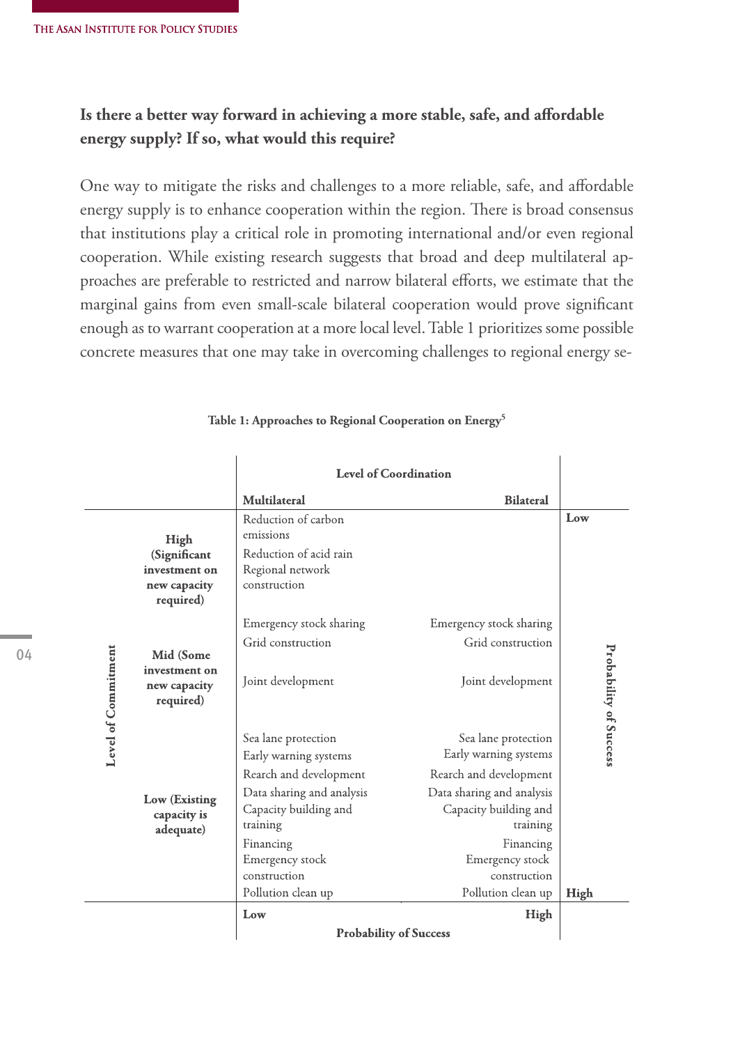**Is there a better way forward in achieving a more stable, safe, and affordable energy supply? If so, what would this require?**

One way to mitigate the risks and challenges to a more reliable, safe, and affordable energy supply is to enhance cooperation within the region. There is broad consensus that institutions play a critical role in promoting international and/or even regional cooperation. While existing research suggests that broad and deep multilateral approaches are preferable to restricted and narrow bilateral efforts, we estimate that the marginal gains from even small-scale bilateral cooperation would prove significant enough as to warrant cooperation at a more local level. Table 1 prioritizes some possible concrete measures that one may take in overcoming challenges to regional energy se-

**Table 1: Approaches to Regional Cooperation on Energy**[5]

| Level of Commitment | Level of Coordination: Multilateral | Level of Coordination: Bilateral | Probability of Success |
|---|---|---|---|
| High (Significant investment on new capacity required) | Reduction of carbon emissions<br>Reduction of acid rain<br>Regional network construction | | Low |
| Mid (Some investment on new capacity required) | Emergency stock sharing<br>Grid construction<br>Joint development | Emergency stock sharing<br>Grid construction<br>Joint development | |
| Low (Existing capacity is adequate) | Sea lane protection<br>Early warning systems<br>Rearch and development<br>Data sharing and analysis<br>Capacity building and training<br>Financing<br>Emergency stock construction<br>Pollution clean up | Sea lane protection<br>Early warning systems<br>Rearch and development<br>Data sharing and analysis<br>Capacity building and training<br>Financing<br>Emergency stock construction<br>Pollution clean up | High |
| Probability of Success | Low | High | |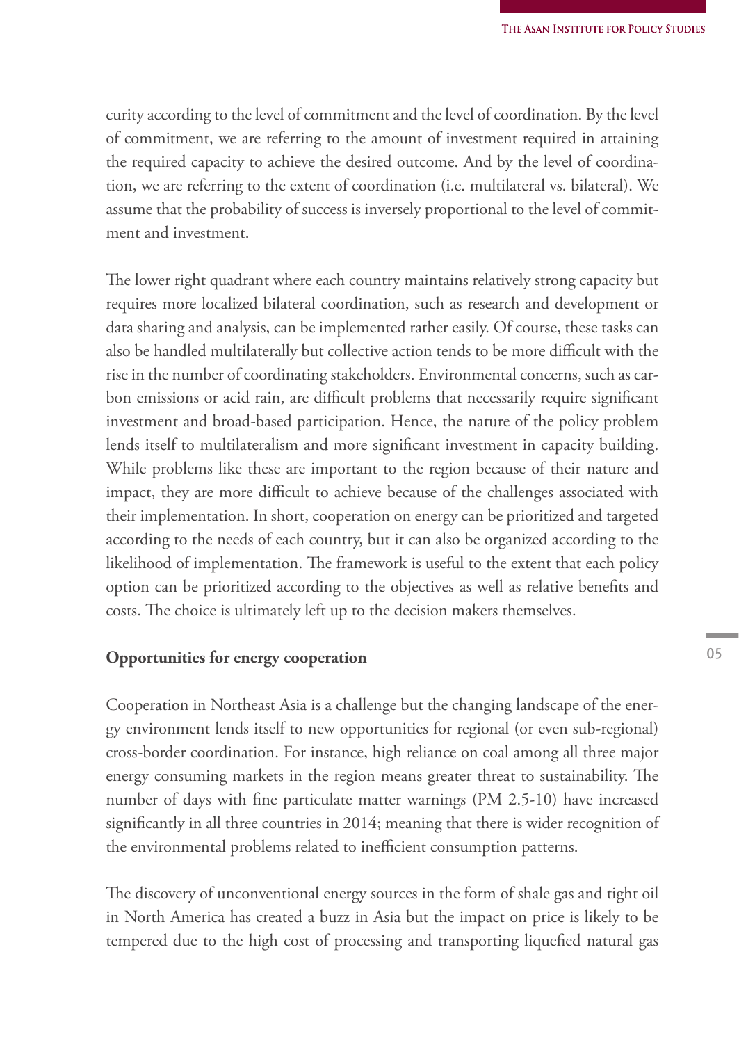curity according to the level of commitment and the level of coordination. By the level of commitment, we are referring to the amount of investment required in attaining the required capacity to achieve the desired outcome. And by the level of coordination, we are referring to the extent of coordination (i.e. multilateral vs. bilateral). We assume that the probability of success is inversely proportional to the level of commitment and investment.

The lower right quadrant where each country maintains relatively strong capacity but requires more localized bilateral coordination, such as research and development or data sharing and analysis, can be implemented rather easily. Of course, these tasks can also be handled multilaterally but collective action tends to be more difficult with the rise in the number of coordinating stakeholders. Environmental concerns, such as carbon emissions or acid rain, are difficult problems that necessarily require significant investment and broad-based participation. Hence, the nature of the policy problem lends itself to multilateralism and more significant investment in capacity building. While problems like these are important to the region because of their nature and impact, they are more difficult to achieve because of the challenges associated with their implementation. In short, cooperation on energy can be prioritized and targeted according to the needs of each country, but it can also be organized according to the likelihood of implementation. The framework is useful to the extent that each policy option can be prioritized according to the objectives as well as relative benefits and costs. The choice is ultimately left up to the decision makers themselves.

**Opportunities for energy cooperation**

Cooperation in Northeast Asia is a challenge but the changing landscape of the energy environment lends itself to new opportunities for regional (or even sub-regional) cross-border coordination. For instance, high reliance on coal among all three major energy consuming markets in the region means greater threat to sustainability. The number of days with fine particulate matter warnings (PM 2.5-10) have increased significantly in all three countries in 2014; meaning that there is wider recognition of the environmental problems related to inefficient consumption patterns.

The discovery of unconventional energy sources in the form of shale gas and tight oil in North America has created a buzz in Asia but the impact on price is likely to be tempered due to the high cost of processing and transporting liquefied natural gas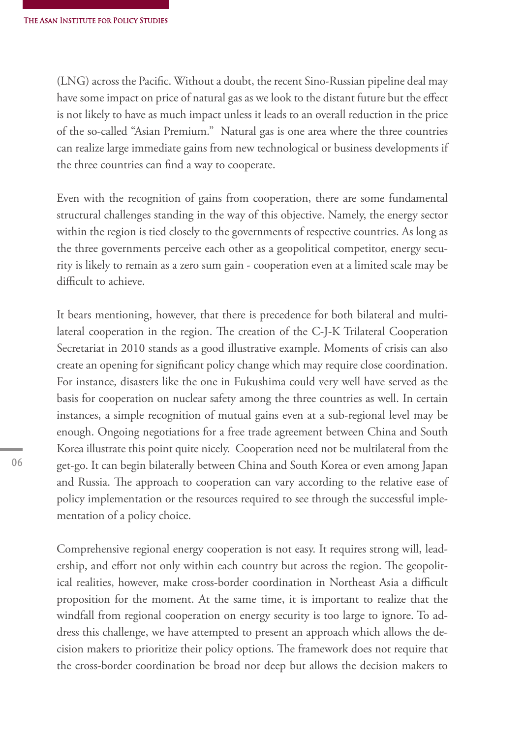(LNG) across the Pacific. Without a doubt, the recent Sino-Russian pipeline deal may have some impact on price of natural gas as we look to the distant future but the effect is not likely to have as much impact unless it leads to an overall reduction in the price of the so-called "Asian Premium." Natural gas is one area where the three countries can realize large immediate gains from new technological or business developments if the three countries can find a way to cooperate.

Even with the recognition of gains from cooperation, there are some fundamental structural challenges standing in the way of this objective. Namely, the energy sector within the region is tied closely to the governments of respective countries. As long as the three governments perceive each other as a geopolitical competitor, energy security is likely to remain as a zero sum gain - cooperation even at a limited scale may be difficult to achieve.

It bears mentioning, however, that there is precedence for both bilateral and multilateral cooperation in the region. The creation of the C-J-K Trilateral Cooperation Secretariat in 2010 stands as a good illustrative example. Moments of crisis can also create an opening for significant policy change which may require close coordination. For instance, disasters like the one in Fukushima could very well have served as the basis for cooperation on nuclear safety among the three countries as well. In certain instances, a simple recognition of mutual gains even at a sub-regional level may be enough. Ongoing negotiations for a free trade agreement between China and South Korea illustrate this point quite nicely. Cooperation need not be multilateral from the get-go. It can begin bilaterally between China and South Korea or even among Japan and Russia. The approach to cooperation can vary according to the relative ease of policy implementation or the resources required to see through the successful implementation of a policy choice.

Comprehensive regional energy cooperation is not easy. It requires strong will, leadership, and effort not only within each country but across the region. The geopolitical realities, however, make cross-border coordination in Northeast Asia a difficult proposition for the moment. At the same time, it is important to realize that the windfall from regional cooperation on energy security is too large to ignore. To address this challenge, we have attempted to present an approach which allows the decision makers to prioritize their policy options. The framework does not require that the cross-border coordination be broad nor deep but allows the decision makers to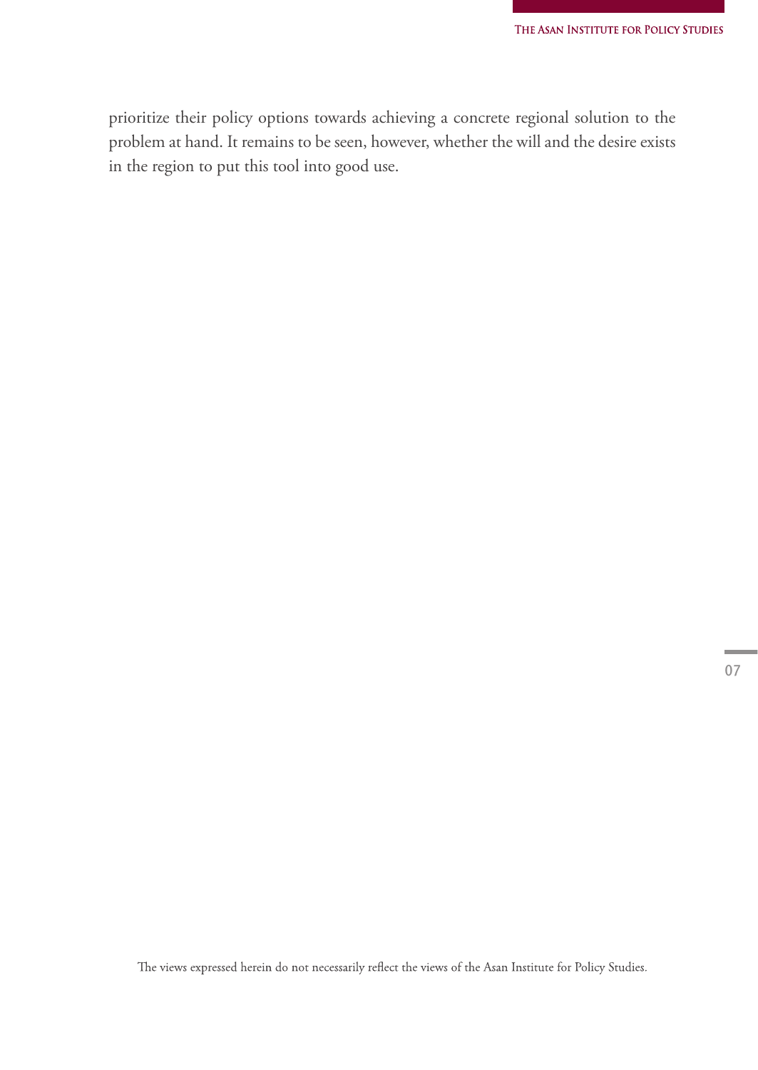prioritize their policy options towards achieving a concrete regional solution to the problem at hand. It remains to be seen, however, whether the will and the desire exists in the region to put this tool into good use.

The views expressed herein do not necessarily reflect the views of the Asan Institute for Policy Studies.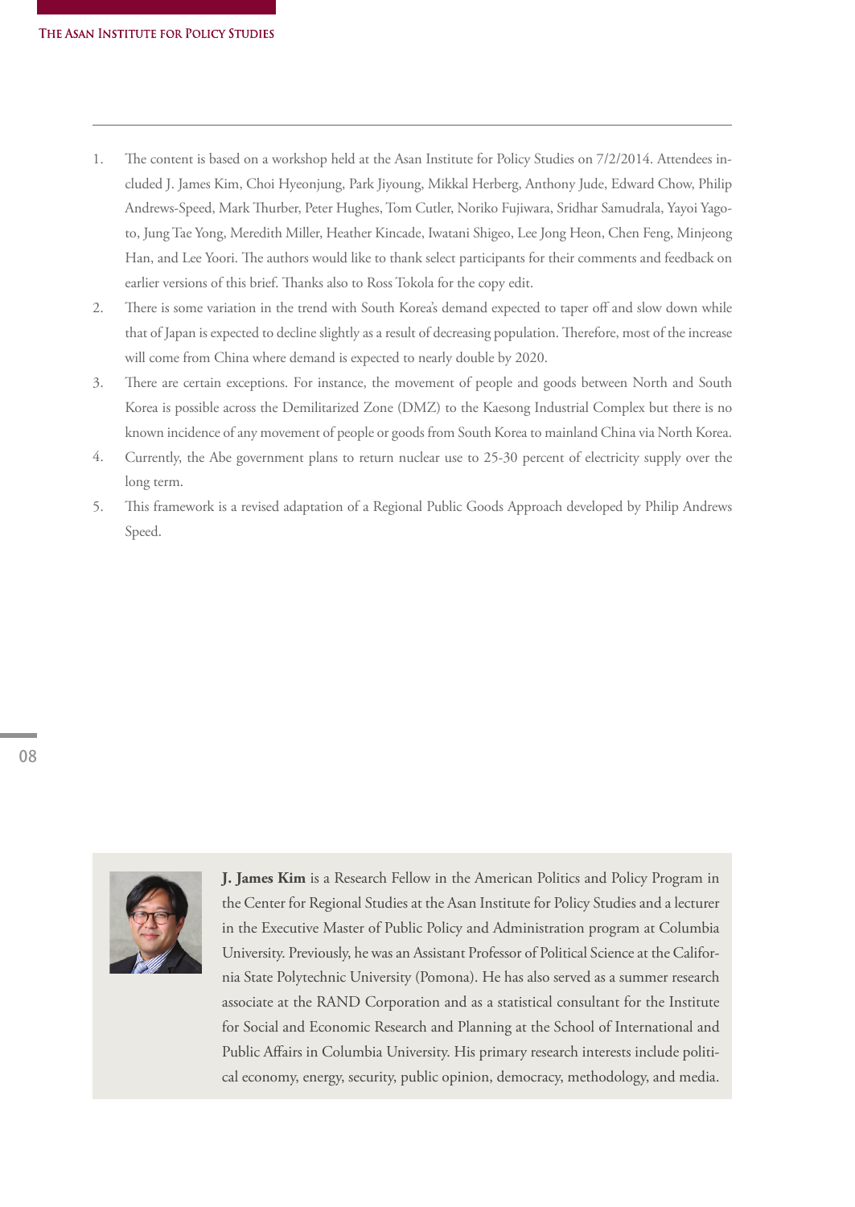1. The content is based on a workshop held at the Asan Institute for Policy Studies on 7/2/2014. Attendees included J. James Kim, Choi Hyeonjung, Park Jiyoung, Mikkal Herberg, Anthony Jude, Edward Chow, Philip Andrews-Speed, Mark Thurber, Peter Hughes, Tom Cutler, Noriko Fujiwara, Sridhar Samudrala, Yayoi Yagoto, Jung Tae Yong, Meredith Miller, Heather Kincade, Iwatani Shigeo, Lee Jong Heon, Chen Feng, Minjeong Han, and Lee Yoori. The authors would like to thank select participants for their comments and feedback on earlier versions of this brief. Thanks also to Ross Tokola for the copy edit.
2. There is some variation in the trend with South Korea's demand expected to taper off and slow down while that of Japan is expected to decline slightly as a result of decreasing population. Therefore, most of the increase will come from China where demand is expected to nearly double by 2020.
3. There are certain exceptions. For instance, the movement of people and goods between North and South Korea is possible across the Demilitarized Zone (DMZ) to the Kaesong Industrial Complex but there is no known incidence of any movement of people or goods from South Korea to mainland China via North Korea.
4. Currently, the Abe government plans to return nuclear use to 25-30 percent of electricity supply over the long term.
5. This framework is a revised adaptation of a Regional Public Goods Approach developed by Philip Andrews Speed.

**J. James Kim** is a Research Fellow in the American Politics and Policy Program in the Center for Regional Studies at the Asan Institute for Policy Studies and a lecturer in the Executive Master of Public Policy and Administration program at Columbia University. Previously, he was an Assistant Professor of Political Science at the California State Polytechnic University (Pomona). He has also served as a summer research associate at the RAND Corporation and as a statistical consultant for the Institute for Social and Economic Research and Planning at the School of International and Public Affairs in Columbia University. His primary research interests include political economy, energy, security, public opinion, democracy, methodology, and media.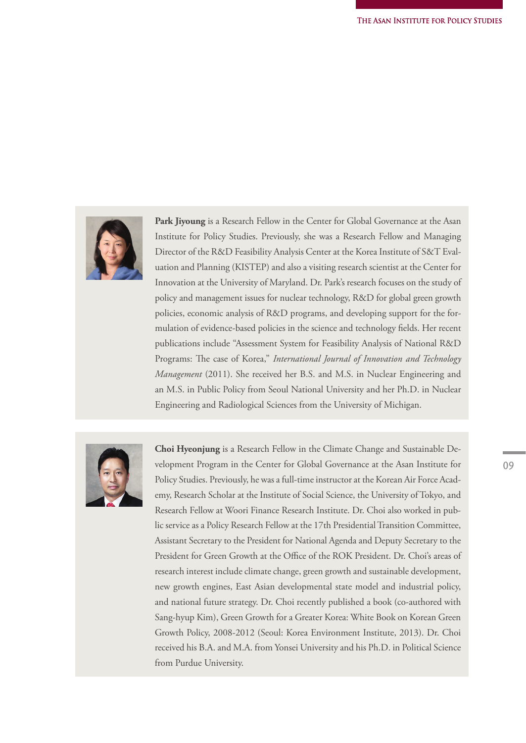**Park Jiyoung** is a Research Fellow in the Center for Global Governance at the Asan Institute for Policy Studies. Previously, she was a Research Fellow and Managing Director of the R&D Feasibility Analysis Center at the Korea Institute of S&T Evaluation and Planning (KISTEP) and also a visiting research scientist at the Center for Innovation at the University of Maryland. Dr. Park's research focuses on the study of policy and management issues for nuclear technology, R&D for global green growth policies, economic analysis of R&D programs, and developing support for the formulation of evidence-based policies in the science and technology fields. Her recent publications include "Assessment System for Feasibility Analysis of National R&D Programs: The case of Korea," *International Journal of Innovation and Technology Management* (2011). She received her B.S. and M.S. in Nuclear Engineering and an M.S. in Public Policy from Seoul National University and her Ph.D. in Nuclear Engineering and Radiological Sciences from the University of Michigan.

**Choi Hyeonjung** is a Research Fellow in the Climate Change and Sustainable Development Program in the Center for Global Governance at the Asan Institute for Policy Studies. Previously, he was a full-time instructor at the Korean Air Force Academy, Research Scholar at the Institute of Social Science, the University of Tokyo, and Research Fellow at Woori Finance Research Institute. Dr. Choi also worked in public service as a Policy Research Fellow at the 17th Presidential Transition Committee, Assistant Secretary to the President for National Agenda and Deputy Secretary to the President for Green Growth at the Office of the ROK President. Dr. Choi's areas of research interest include climate change, green growth and sustainable development, new growth engines, East Asian developmental state model and industrial policy, and national future strategy. Dr. Choi recently published a book (co-authored with Sang-hyup Kim), Green Growth for a Greater Korea: White Book on Korean Green Growth Policy, 2008-2012 (Seoul: Korea Environment Institute, 2013). Dr. Choi received his B.A. and M.A. from Yonsei University and his Ph.D. in Political Science from Purdue University.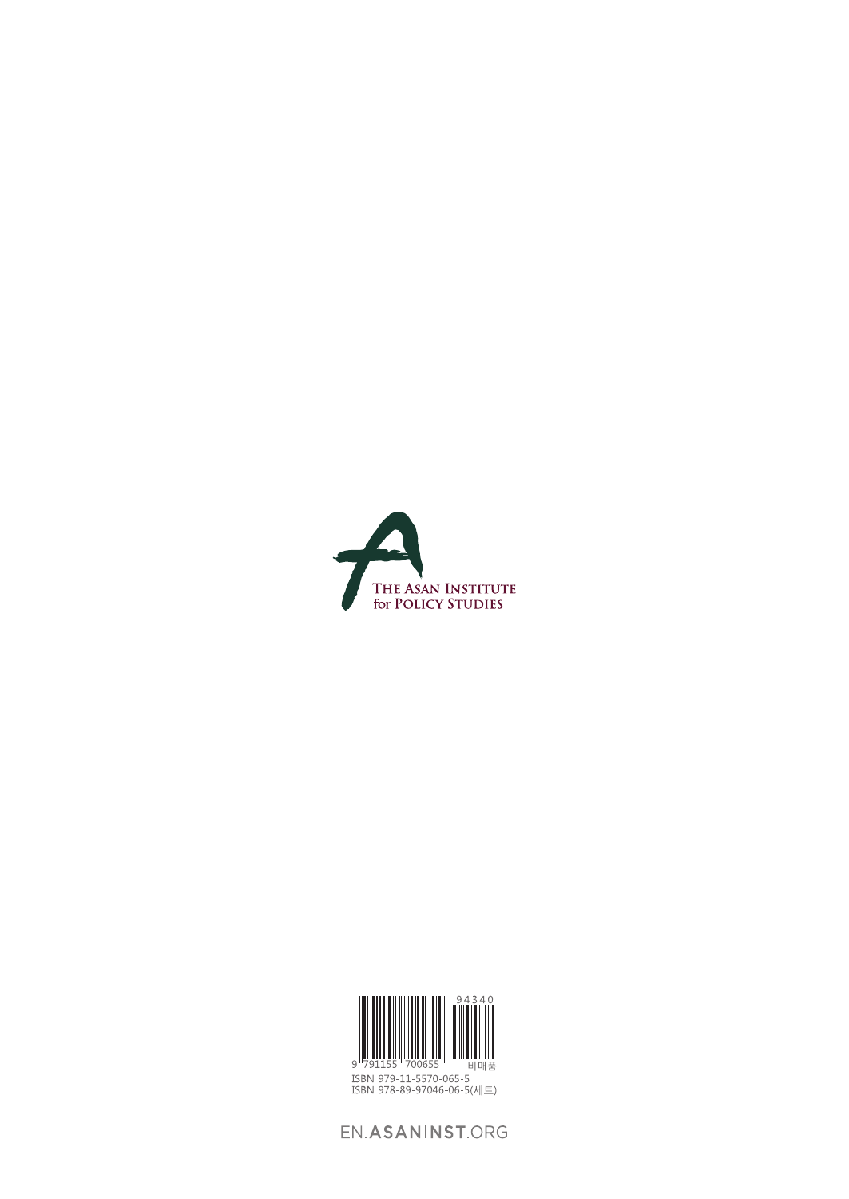THE ASAN INSTITUTE
for POLICY STUDIES

9 791155 700655

94340

비매품

ISBN 979-11-5570-065-5
ISBN 978-89-97046-06-5(세트)

EN.ASANINST.ORG